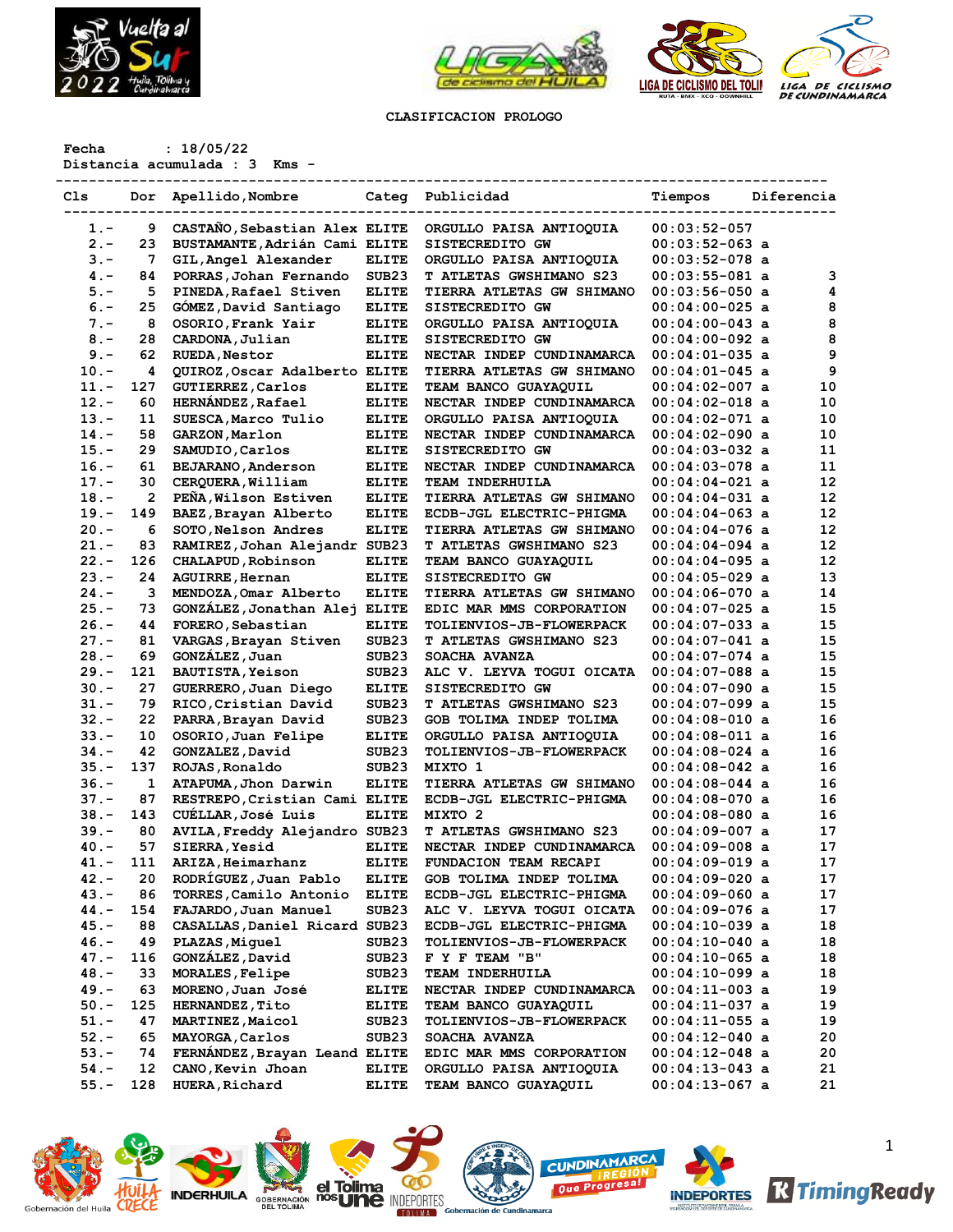## CLASIFICACION PROLOGO

Fecha : 18/05/22
Distancia acumulada : 3 Kms -

| Cls | Dor | Apellido,Nombre | Categ | Publicidad | Tiempos | | Diferencia |
|---|---|---|---|---|---|---|---|
| 1.- | 9 | CASTAÑO,Sebastian Alex | ELITE | ORGULLO PAISA ANTIOQUIA | 00:03:52-057 | | |
| 2.- | 23 | BUSTAMANTE,Adrián Cami | ELITE | SISTECREDITO GW | 00:03:52-063 | a | |
| 3.- | 7 | GIL,Angel Alexander | ELITE | ORGULLO PAISA ANTIOQUIA | 00:03:52-078 | a | |
| 4.- | 84 | PORRAS,Johan Fernando | SUB23 | T ATLETAS GWSHIMANO S23 | 00:03:55-081 | a | 3 |
| 5.- | 5 | PINEDA,Rafael Stiven | ELITE | TIERRA ATLETAS GW SHIMANO | 00:03:56-050 | a | 4 |
| 6.- | 25 | GÓMEZ,David Santiago | ELITE | SISTECREDITO GW | 00:04:00-025 | a | 8 |
| 7.- | 8 | OSORIO,Frank Yair | ELITE | ORGULLO PAISA ANTIOQUIA | 00:04:00-043 | a | 8 |
| 8.- | 28 | CARDONA,Julian | ELITE | SISTECREDITO GW | 00:04:00-092 | a | 8 |
| 9.- | 62 | RUEDA,Nestor | ELITE | NECTAR INDEP CUNDINAMARCA | 00:04:01-035 | a | 9 |
| 10.- | 4 | QUIROZ,Oscar Adalberto | ELITE | TIERRA ATLETAS GW SHIMANO | 00:04:01-045 | a | 9 |
| 11.- | 127 | GUTIERREZ,Carlos | ELITE | TEAM BANCO GUAYAQUIL | 00:04:02-007 | a | 10 |
| 12.- | 60 | HERNÁNDEZ,Rafael | ELITE | NECTAR INDEP CUNDINAMARCA | 00:04:02-018 | a | 10 |
| 13.- | 11 | SUESCA,Marco Tulio | ELITE | ORGULLO PAISA ANTIOQUIA | 00:04:02-071 | a | 10 |
| 14.- | 58 | GARZON,Marlon | ELITE | NECTAR INDEP CUNDINAMARCA | 00:04:02-090 | a | 10 |
| 15.- | 29 | SAMUDIO,Carlos | ELITE | SISTECREDITO GW | 00:04:03-032 | a | 11 |
| 16.- | 61 | BEJARANO,Anderson | ELITE | NECTAR INDEP CUNDINAMARCA | 00:04:03-078 | a | 11 |
| 17.- | 30 | CERQUERA,William | ELITE | TEAM INDERHUILA | 00:04:04-021 | a | 12 |
| 18.- | 2 | PEÑA,Wilson Estiven | ELITE | TIERRA ATLETAS GW SHIMANO | 00:04:04-031 | a | 12 |
| 19.- | 149 | BAEZ,Brayan Alberto | ELITE | ECDB-JGL ELECTRIC-PHIGMA | 00:04:04-063 | a | 12 |
| 20.- | 6 | SOTO,Nelson Andres | ELITE | TIERRA ATLETAS GW SHIMANO | 00:04:04-076 | a | 12 |
| 21.- | 83 | RAMIREZ,Johan Alejandr | SUB23 | T ATLETAS GWSHIMANO S23 | 00:04:04-094 | a | 12 |
| 22.- | 126 | CHALAPUD,Robinson | ELITE | TEAM BANCO GUAYAQUIL | 00:04:04-095 | a | 12 |
| 23.- | 24 | AGUIRRE,Hernan | ELITE | SISTECREDITO GW | 00:04:05-029 | a | 13 |
| 24.- | 3 | MENDOZA,Omar Alberto | ELITE | TIERRA ATLETAS GW SHIMANO | 00:04:06-070 | a | 14 |
| 25.- | 73 | GONZÁLEZ,Jonathan Alej | ELITE | EDIC MAR MMS CORPORATION | 00:04:07-025 | a | 15 |
| 26.- | 44 | FORERO,Sebastian | ELITE | TOLIENVIOS-JB-FLOWERPACK | 00:04:07-033 | a | 15 |
| 27.- | 81 | VARGAS,Brayan Stiven | SUB23 | T ATLETAS GWSHIMANO S23 | 00:04:07-041 | a | 15 |
| 28.- | 69 | GONZÁLEZ,Juan | SUB23 | SOACHA AVANZA | 00:04:07-074 | a | 15 |
| 29.- | 121 | BAUTISTA,Yeison | SUB23 | ALC V. LEYVA TOGUI OICATA | 00:04:07-088 | a | 15 |
| 30.- | 27 | GUERRERO,Juan Diego | ELITE | SISTECREDITO GW | 00:04:07-090 | a | 15 |
| 31.- | 79 | RICO,Cristian David | SUB23 | T ATLETAS GWSHIMANO S23 | 00:04:07-099 | a | 15 |
| 32.- | 22 | PARRA,Brayan David | SUB23 | GOB TOLIMA INDEP TOLIMA | 00:04:08-010 | a | 16 |
| 33.- | 10 | OSORIO,Juan Felipe | ELITE | ORGULLO PAISA ANTIOQUIA | 00:04:08-011 | a | 16 |
| 34.- | 42 | GONZALEZ,David | SUB23 | TOLIENVIOS-JB-FLOWERPACK | 00:04:08-024 | a | 16 |
| 35.- | 137 | ROJAS,Ronaldo | SUB23 | MIXTO 1 | 00:04:08-042 | a | 16 |
| 36.- | 1 | ATAPUMA,Jhon Darwin | ELITE | TIERRA ATLETAS GW SHIMANO | 00:04:08-044 | a | 16 |
| 37.- | 87 | RESTREPO,Cristian Cami | ELITE | ECDB-JGL ELECTRIC-PHIGMA | 00:04:08-070 | a | 16 |
| 38.- | 143 | CUÉLLAR,José Luis | ELITE | MIXTO 2 | 00:04:08-080 | a | 16 |
| 39.- | 80 | AVILA,Freddy Alejandro | SUB23 | T ATLETAS GWSHIMANO S23 | 00:04:09-007 | a | 17 |
| 40.- | 57 | SIERRA,Yesid | ELITE | NECTAR INDEP CUNDINAMARCA | 00:04:09-008 | a | 17 |
| 41.- | 111 | ARIZA,Heimarhanz | ELITE | FUNDACION TEAM RECAPI | 00:04:09-019 | a | 17 |
| 42.- | 20 | RODRÍGUEZ,Juan Pablo | ELITE | GOB TOLIMA INDEP TOLIMA | 00:04:09-020 | a | 17 |
| 43.- | 86 | TORRES,Camilo Antonio | ELITE | ECDB-JGL ELECTRIC-PHIGMA | 00:04:09-060 | a | 17 |
| 44.- | 154 | FAJARDO,Juan Manuel | SUB23 | ALC V. LEYVA TOGUI OICATA | 00:04:09-076 | a | 17 |
| 45.- | 88 | CASALLAS,Daniel Ricard | SUB23 | ECDB-JGL ELECTRIC-PHIGMA | 00:04:10-033 | a | 18 |
| 46.- | 49 | PLAZAS,Miguel | SUB23 | TOLIENVIOS-JB-FLOWERPACK | 00:04:10-040 | a | 18 |
| 47.- | 116 | GONZÁLEZ,David | SUB23 | F Y F TEAM "B" | 00:04:10-065 | a | 18 |
| 48.- | 33 | MORALES,Felipe | SUB23 | TEAM INDERHUILA | 00:04:10-099 | a | 18 |
| 49.- | 63 | MORENO,Juan José | ELITE | NECTAR INDEP CUNDINAMARCA | 00:04:11-003 | a | 19 |
| 50.- | 125 | HERNANDEZ,Tito | ELITE | TEAM BANCO GUAYAQUIL | 00:04:11-037 | a | 19 |
| 51.- | 47 | MARTINEZ,Maicol | SUB23 | TOLIENVIOS-JB-FLOWERPACK | 00:04:11-055 | a | 19 |
| 52.- | 65 | MAYORGA,Carlos | SUB23 | SOACHA AVANZA | 00:04:12-040 | a | 20 |
| 53.- | 74 | FERNÁNDEZ,Brayan Leand | ELITE | EDIC MAR MMS CORPORATION | 00:04:12-048 | a | 20 |
| 54.- | 12 | CANO,Kevin Jhoan | ELITE | ORGULLO PAISA ANTIOQUIA | 00:04:13-043 | a | 21 |
| 55.- | 128 | HUERA,Richard | ELITE | TEAM BANCO GUAYAQUIL | 00:04:13-067 | a | 21 |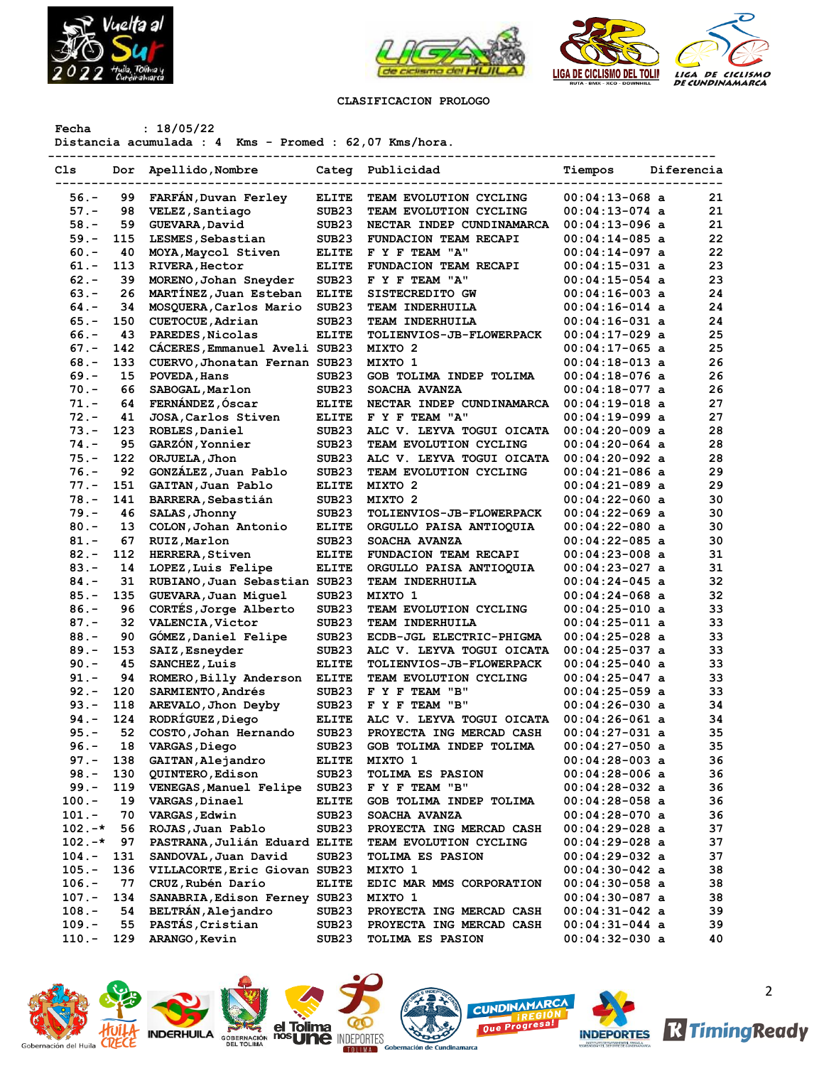CLASIFICACION PROLOGO

Fecha : 18/05/22
Distancia acumulada : 4 Kms - Promed : 62,07 Kms/hora.

| Cls | Dor | Apellido,Nombre | Categ | Publicidad | Tiempos | Diferencia |
|---|---|---|---|---|---|---|
| 56.- | 99 | FARFÁN,Duvan Ferley | ELITE | TEAM EVOLUTION CYCLING | 00:04:13-068 a | 21 |
| 57.- | 98 | VELEZ,Santiago | SUB23 | TEAM EVOLUTION CYCLING | 00:04:13-074 a | 21 |
| 58.- | 59 | GUEVARA,David | SUB23 | NECTAR INDEP CUNDINAMARCA | 00:04:13-096 a | 21 |
| 59.- | 115 | LESMES,Sebastian | SUB23 | FUNDACION TEAM RECAPI | 00:04:14-085 a | 22 |
| 60.- | 40 | MOYA,Maycol Stiven | ELITE | F Y F TEAM "A" | 00:04:14-097 a | 22 |
| 61.- | 113 | RIVERA,Hector | ELITE | FUNDACION TEAM RECAPI | 00:04:15-031 a | 23 |
| 62.- | 39 | MORENO,Johan Sneyder | SUB23 | F Y F TEAM "A" | 00:04:15-054 a | 23 |
| 63.- | 26 | MARTÍNEZ,Juan Esteban | ELITE | SISTECREDITO GW | 00:04:16-003 a | 24 |
| 64.- | 34 | MOSQUERA,Carlos Mario | SUB23 | TEAM INDERHUILA | 00:04:16-014 a | 24 |
| 65.- | 150 | CUETOCUE,Adrian | SUB23 | TEAM INDERHUILA | 00:04:16-031 a | 24 |
| 66.- | 43 | PAREDES,Nicolas | ELITE | TOLIENVIOS-JB-FLOWERPACK | 00:04:17-029 a | 25 |
| 67.- | 142 | CÁCERES,Emmanuel Aveli | SUB23 | MIXTO 2 | 00:04:17-065 a | 25 |
| 68.- | 133 | CUERVO,Jhonatan Fernan | SUB23 | MIXTO 1 | 00:04:18-013 a | 26 |
| 69.- | 15 | POVEDA,Hans | SUB23 | GOB TOLIMA INDEP TOLIMA | 00:04:18-076 a | 26 |
| 70.- | 66 | SABOGAL,Marlon | SUB23 | SOACHA AVANZA | 00:04:18-077 a | 26 |
| 71.- | 64 | FERNÁNDEZ,Óscar | ELITE | NECTAR INDEP CUNDINAMARCA | 00:04:19-018 a | 27 |
| 72.- | 41 | JOSA,Carlos Stiven | ELITE | F Y F TEAM "A" | 00:04:19-099 a | 27 |
| 73.- | 123 | ROBLES,Daniel | SUB23 | ALC V. LEYVA TOGUI OICATA | 00:04:20-009 a | 28 |
| 74.- | 95 | GARZÓN,Yonnier | SUB23 | TEAM EVOLUTION CYCLING | 00:04:20-064 a | 28 |
| 75.- | 122 | ORJUELA,Jhon | SUB23 | ALC V. LEYVA TOGUI OICATA | 00:04:20-092 a | 28 |
| 76.- | 92 | GONZÁLEZ,Juan Pablo | SUB23 | TEAM EVOLUTION CYCLING | 00:04:21-086 a | 29 |
| 77.- | 151 | GAITAN,Juan Pablo | ELITE | MIXTO 2 | 00:04:21-089 a | 29 |
| 78.- | 141 | BARRERA,Sebastián | SUB23 | MIXTO 2 | 00:04:22-060 a | 30 |
| 79.- | 46 | SALAS,Jhonny | SUB23 | TOLIENVIOS-JB-FLOWERPACK | 00:04:22-069 a | 30 |
| 80.- | 13 | COLON,Johan Antonio | ELITE | ORGULLO PAISA ANTIOQUIA | 00:04:22-080 a | 30 |
| 81.- | 67 | RUIZ,Marlon | SUB23 | SOACHA AVANZA | 00:04:22-085 a | 30 |
| 82.- | 112 | HERRERA,Stiven | ELITE | FUNDACION TEAM RECAPI | 00:04:23-008 a | 31 |
| 83.- | 14 | LOPEZ,Luis Felipe | ELITE | ORGULLO PAISA ANTIOQUIA | 00:04:23-027 a | 31 |
| 84.- | 31 | RUBIANO,Juan Sebastian | SUB23 | TEAM INDERHUILA | 00:04:24-045 a | 32 |
| 85.- | 135 | GUEVARA,Juan Miguel | SUB23 | MIXTO 1 | 00:04:24-068 a | 32 |
| 86.- | 96 | CORTÉS,Jorge Alberto | SUB23 | TEAM EVOLUTION CYCLING | 00:04:25-010 a | 33 |
| 87.- | 32 | VALENCIA,Victor | SUB23 | TEAM INDERHUILA | 00:04:25-011 a | 33 |
| 88.- | 90 | GÓMEZ,Daniel Felipe | SUB23 | ECDB-JGL ELECTRIC-PHIGMA | 00:04:25-028 a | 33 |
| 89.- | 153 | SAIZ,Esneyder | SUB23 | ALC V. LEYVA TOGUI OICATA | 00:04:25-037 a | 33 |
| 90.- | 45 | SANCHEZ,Luis | ELITE | TOLIENVIOS-JB-FLOWERPACK | 00:04:25-040 a | 33 |
| 91.- | 94 | ROMERO,Billy Anderson | ELITE | TEAM EVOLUTION CYCLING | 00:04:25-047 a | 33 |
| 92.- | 120 | SARMIENTO,Andrés | SUB23 | F Y F TEAM "B" | 00:04:25-059 a | 33 |
| 93.- | 118 | AREVALO,Jhon Deyby | SUB23 | F Y F TEAM "B" | 00:04:26-030 a | 34 |
| 94.- | 124 | RODRÍGUEZ,Diego | ELITE | ALC V. LEYVA TOGUI OICATA | 00:04:26-061 a | 34 |
| 95.- | 52 | COSTO,Johan Hernando | SUB23 | PROYECTA ING MERCAD CASH | 00:04:27-031 a | 35 |
| 96.- | 18 | VARGAS,Diego | SUB23 | GOB TOLIMA INDEP TOLIMA | 00:04:27-050 a | 35 |
| 97.- | 138 | GAITAN,Alejandro | ELITE | MIXTO 1 | 00:04:28-003 a | 36 |
| 98.- | 130 | QUINTERO,Edison | SUB23 | TOLIMA ES PASION | 00:04:28-006 a | 36 |
| 99.- | 119 | VENEGAS,Manuel Felipe | SUB23 | F Y F TEAM "B" | 00:04:28-032 a | 36 |
| 100.- | 19 | VARGAS,Dinael | ELITE | GOB TOLIMA INDEP TOLIMA | 00:04:28-058 a | 36 |
| 101.- | 70 | VARGAS,Edwin | SUB23 | SOACHA AVANZA | 00:04:28-070 a | 36 |
| 102.-* | 56 | ROJAS,Juan Pablo | SUB23 | PROYECTA ING MERCAD CASH | 00:04:29-028 a | 37 |
| 102.-* | 97 | PASTRANA,Julián Eduard | ELITE | TEAM EVOLUTION CYCLING | 00:04:29-028 a | 37 |
| 104.- | 131 | SANDOVAL,Juan David | SUB23 | TOLIMA ES PASION | 00:04:29-032 a | 37 |
| 105.- | 136 | VILLACORTE,Eric Giovan | SUB23 | MIXTO 1 | 00:04:30-042 a | 38 |
| 106.- | 77 | CRUZ,Rubén Darío | ELITE | EDIC MAR MMS CORPORATION | 00:04:30-058 a | 38 |
| 107.- | 134 | SANABRIA,Edison Ferney | SUB23 | MIXTO 1 | 00:04:30-087 a | 38 |
| 108.- | 54 | BELTRÁN,Alejandro | SUB23 | PROYECTA ING MERCAD CASH | 00:04:31-042 a | 39 |
| 109.- | 55 | PASTÁS,Cristian | SUB23 | PROYECTA ING MERCAD CASH | 00:04:31-044 a | 39 |
| 110.- | 129 | ARANGO,Kevin | SUB23 | TOLIMA ES PASION | 00:04:32-030 a | 40 |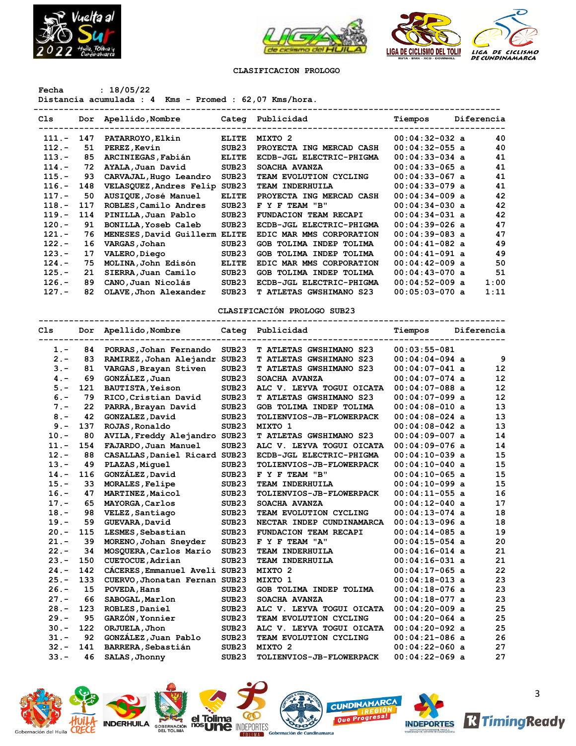## CLASIFICACION PROLOGO

Fecha : 18/05/22

Distancia acumulada : 4 Kms - Promed : 62,07 Kms/hora.

| Cls | Dor | Apellido,Nombre | Categ | Publicidad | Tiempos | Diferencia |
|---|---|---|---|---|---|---|
| 111.- | 147 | PATARROYO,Elkin | ELITE | MIXTO 2 | 00:04:32-032 a | 40 |
| 112.- | 51 | PEREZ,Kevin | SUB23 | PROYECTA ING MERCAD CASH | 00:04:32-055 a | 40 |
| 113.- | 85 | ARCINIEGAS,Fabián | ELITE | ECDB-JGL ELECTRIC-PHIGMA | 00:04:33-034 a | 41 |
| 114.- | 72 | AYALA,Juan David | SUB23 | SOACHA AVANZA | 00:04:33-065 a | 41 |
| 115.- | 93 | CARVAJAL,Hugo Leandro | SUB23 | TEAM EVOLUTION CYCLING | 00:04:33-067 a | 41 |
| 116.- | 148 | VELASQUEZ,Andres Felip | SUB23 | TEAM INDERHUILA | 00:04:33-079 a | 41 |
| 117.- | 50 | AUSIQUE,José Manuel | ELITE | PROYECTA ING MERCAD CASH | 00:04:34-009 a | 42 |
| 118.- | 117 | ROBLES,Camilo Andres | SUB23 | F Y F TEAM "B" | 00:04:34-030 a | 42 |
| 119.- | 114 | PINILLA,Juan Pablo | SUB23 | FUNDACION TEAM RECAPI | 00:04:34-031 a | 42 |
| 120.- | 91 | BONILLA,Yoseb Caleb | SUB23 | ECDB-JGL ELECTRIC-PHIGMA | 00:04:39-026 a | 47 |
| 121.- | 76 | MENESES,David Guillerm | ELITE | EDIC MAR MMS CORPORATION | 00:04:39-083 a | 47 |
| 122.- | 16 | VARGAS,Johan | SUB23 | GOB TOLIMA INDEP TOLIMA | 00:04:41-082 a | 49 |
| 123.- | 17 | VALERO,Diego | SUB23 | GOB TOLIMA INDEP TOLIMA | 00:04:41-091 a | 49 |
| 124.- | 75 | MOLINA,John Edisón | ELITE | EDIC MAR MMS CORPORATION | 00:04:42-009 a | 50 |
| 125.- | 21 | SIERRA,Juan Camilo | SUB23 | GOB TOLIMA INDEP TOLIMA | 00:04:43-070 a | 51 |
| 126.- | 89 | CANO,Juan Nicolás | SUB23 | ECDB-JGL ELECTRIC-PHIGMA | 00:04:52-009 a | 1:00 |
| 127.- | 82 | OLAVE,Jhon Alexander | SUB23 | T ATLETAS GWSHIMANO S23 | 00:05:03-070 a | 1:11 |

## CLASIFICACIÓN PROLOGO SUB23

| Cls | Dor | Apellido,Nombre | Categ | Publicidad | Tiempos | Diferencia |
|---|---|---|---|---|---|---|
| 1.- | 84 | PORRAS,Johan Fernando | SUB23 | T ATLETAS GWSHIMANO S23 | 00:03:55-081 | |
| 2.- | 83 | RAMIREZ,Johan Alejandr | SUB23 | T ATLETAS GWSHIMANO S23 | 00:04:04-094 a | 9 |
| 3.- | 81 | VARGAS,Brayan Stiven | SUB23 | T ATLETAS GWSHIMANO S23 | 00:04:07-041 a | 12 |
| 4.- | 69 | GONZÁLEZ,Juan | SUB23 | SOACHA AVANZA | 00:04:07-074 a | 12 |
| 5.- | 121 | BAUTISTA,Yeison | SUB23 | ALC V. LEYVA TOGUI OICATA | 00:04:07-088 a | 12 |
| 6.- | 79 | RICO,Cristian David | SUB23 | T ATLETAS GWSHIMANO S23 | 00:04:07-099 a | 12 |
| 7.- | 22 | PARRA,Brayan David | SUB23 | GOB TOLIMA INDEP TOLIMA | 00:04:08-010 a | 13 |
| 8.- | 42 | GONZALEZ,David | SUB23 | TOLIENVIOS-JB-FLOWERPACK | 00:04:08-024 a | 13 |
| 9.- | 137 | ROJAS,Ronaldo | SUB23 | MIXTO 1 | 00:04:08-042 a | 13 |
| 10.- | 80 | AVILA,Freddy Alejandro | SUB23 | T ATLETAS GWSHIMANO S23 | 00:04:09-007 a | 14 |
| 11.- | 154 | FAJARDO,Juan Manuel | SUB23 | ALC V. LEYVA TOGUI OICATA | 00:04:09-076 a | 14 |
| 12.- | 88 | CASALLAS,Daniel Ricard | SUB23 | ECDB-JGL ELECTRIC-PHIGMA | 00:04:10-039 a | 15 |
| 13.- | 49 | PLAZAS,Miguel | SUB23 | TOLIENVIOS-JB-FLOWERPACK | 00:04:10-040 a | 15 |
| 14.- | 116 | GONZÁLEZ,David | SUB23 | F Y F TEAM "B" | 00:04:10-065 a | 15 |
| 15.- | 33 | MORALES,Felipe | SUB23 | TEAM INDERHUILA | 00:04:10-099 a | 15 |
| 16.- | 47 | MARTINEZ,Maicol | SUB23 | TOLIENVIOS-JB-FLOWERPACK | 00:04:11-055 a | 16 |
| 17.- | 65 | MAYORGA,Carlos | SUB23 | SOACHA AVANZA | 00:04:12-040 a | 17 |
| 18.- | 98 | VELEZ,Santiago | SUB23 | TEAM EVOLUTION CYCLING | 00:04:13-074 a | 18 |
| 19.- | 59 | GUEVARA,David | SUB23 | NECTAR INDEP CUNDINAMARCA | 00:04:13-096 a | 18 |
| 20.- | 115 | LESMES,Sebastian | SUB23 | FUNDACION TEAM RECAPI | 00:04:14-085 a | 19 |
| 21.- | 39 | MORENO,Johan Sneyder | SUB23 | F Y F TEAM "A" | 00:04:15-054 a | 20 |
| 22.- | 34 | MOSQUERA,Carlos Mario | SUB23 | TEAM INDERHUILA | 00:04:16-014 a | 21 |
| 23.- | 150 | CUETOCUE,Adrian | SUB23 | TEAM INDERHUILA | 00:04:16-031 a | 21 |
| 24.- | 142 | CÁCERES,Emmanuel Aveli | SUB23 | MIXTO 2 | 00:04:17-065 a | 22 |
| 25.- | 133 | CUERVO,Jhonatan Fernan | SUB23 | MIXTO 1 | 00:04:18-013 a | 23 |
| 26.- | 15 | POVEDA,Hans | SUB23 | GOB TOLIMA INDEP TOLIMA | 00:04:18-076 a | 23 |
| 27.- | 66 | SABOGAL,Marlon | SUB23 | SOACHA AVANZA | 00:04:18-077 a | 23 |
| 28.- | 123 | ROBLES,Daniel | SUB23 | ALC V. LEYVA TOGUI OICATA | 00:04:20-009 a | 25 |
| 29.- | 95 | GARZÓN,Yonnier | SUB23 | TEAM EVOLUTION CYCLING | 00:04:20-064 a | 25 |
| 30.- | 122 | ORJUELA,Jhon | SUB23 | ALC V. LEYVA TOGUI OICATA | 00:04:20-092 a | 25 |
| 31.- | 92 | GONZÁLEZ,Juan Pablo | SUB23 | TEAM EVOLUTION CYCLING | 00:04:21-086 a | 26 |
| 32.- | 141 | BARRERA,Sebastián | SUB23 | MIXTO 2 | 00:04:22-060 a | 27 |
| 33.- | 46 | SALAS,Jhonny | SUB23 | TOLIENVIOS-JB-FLOWERPACK | 00:04:22-069 a | 27 |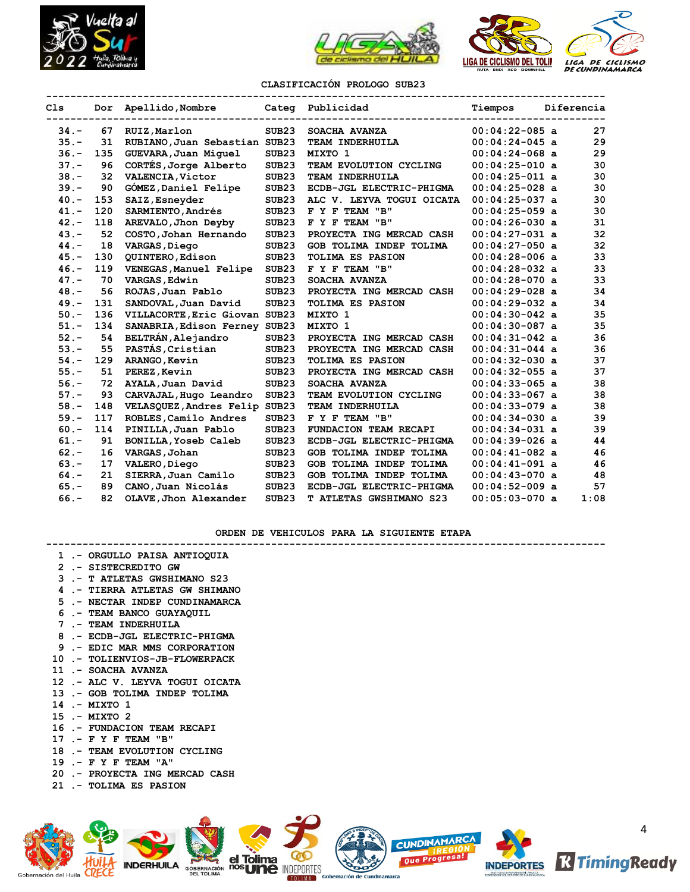## CLASIFICACIÓN PROLOGO SUB23

| Cls | Dor | Apellido,Nombre | Categ | Publicidad | Tiempos | Diferencia |
|---|---|---|---|---|---|---|
| 34.- | 67 | RUIZ,Marlon | SUB23 | SOACHA AVANZA | 00:04:22-085 a | 27 |
| 35.- | 31 | RUBIANO,Juan Sebastian | SUB23 | TEAM INDERHUILA | 00:04:24-045 a | 29 |
| 36.- | 135 | GUEVARA,Juan Miguel | SUB23 | MIXTO 1 | 00:04:24-068 a | 29 |
| 37.- | 96 | CORTÉS,Jorge Alberto | SUB23 | TEAM EVOLUTION CYCLING | 00:04:25-010 a | 30 |
| 38.- | 32 | VALENCIA,Victor | SUB23 | TEAM INDERHUILA | 00:04:25-011 a | 30 |
| 39.- | 90 | GÓMEZ,Daniel Felipe | SUB23 | ECDB-JGL ELECTRIC-PHIGMA | 00:04:25-028 a | 30 |
| 40.- | 153 | SAIZ,Esneyder | SUB23 | ALC V. LEYVA TOGUI OICATA | 00:04:25-037 a | 30 |
| 41.- | 120 | SARMIENTO,Andrés | SUB23 | F Y F TEAM "B" | 00:04:25-059 a | 30 |
| 42.- | 118 | AREVALO,Jhon Deyby | SUB23 | F Y F TEAM "B" | 00:04:26-030 a | 31 |
| 43.- | 52 | COSTO,Johan Hernando | SUB23 | PROYECTA ING MERCAD CASH | 00:04:27-031 a | 32 |
| 44.- | 18 | VARGAS,Diego | SUB23 | GOB TOLIMA INDEP TOLIMA | 00:04:27-050 a | 32 |
| 45.- | 130 | QUINTERO,Edison | SUB23 | TOLIMA ES PASION | 00:04:28-006 a | 33 |
| 46.- | 119 | VENEGAS,Manuel Felipe | SUB23 | F Y F TEAM "B" | 00:04:28-032 a | 33 |
| 47.- | 70 | VARGAS,Edwin | SUB23 | SOACHA AVANZA | 00:04:28-070 a | 33 |
| 48.- | 56 | ROJAS,Juan Pablo | SUB23 | PROYECTA ING MERCAD CASH | 00:04:29-028 a | 34 |
| 49.- | 131 | SANDOVAL,Juan David | SUB23 | TOLIMA ES PASION | 00:04:29-032 a | 34 |
| 50.- | 136 | VILLACORTE,Eric Giovan | SUB23 | MIXTO 1 | 00:04:30-042 a | 35 |
| 51.- | 134 | SANABRIA,Edison Ferney | SUB23 | MIXTO 1 | 00:04:30-087 a | 35 |
| 52.- | 54 | BELTRÁN,Alejandro | SUB23 | PROYECTA ING MERCAD CASH | 00:04:31-042 a | 36 |
| 53.- | 55 | PASTÁS,Cristian | SUB23 | PROYECTA ING MERCAD CASH | 00:04:31-044 a | 36 |
| 54.- | 129 | ARANGO,Kevin | SUB23 | TOLIMA ES PASION | 00:04:32-030 a | 37 |
| 55.- | 51 | PEREZ,Kevin | SUB23 | PROYECTA ING MERCAD CASH | 00:04:32-055 a | 37 |
| 56.- | 72 | AYALA,Juan David | SUB23 | SOACHA AVANZA | 00:04:33-065 a | 38 |
| 57.- | 93 | CARVAJAL,Hugo Leandro | SUB23 | TEAM EVOLUTION CYCLING | 00:04:33-067 a | 38 |
| 58.- | 148 | VELASQUEZ,Andres Felip | SUB23 | TEAM INDERHUILA | 00:04:33-079 a | 38 |
| 59.- | 117 | ROBLES,Camilo Andres | SUB23 | F Y F TEAM "B" | 00:04:34-030 a | 39 |
| 60.- | 114 | PINILLA,Juan Pablo | SUB23 | FUNDACION TEAM RECAPI | 00:04:34-031 a | 39 |
| 61.- | 91 | BONILLA,Yoseb Caleb | SUB23 | ECDB-JGL ELECTRIC-PHIGMA | 00:04:39-026 a | 44 |
| 62.- | 16 | VARGAS,Johan | SUB23 | GOB TOLIMA INDEP TOLIMA | 00:04:41-082 a | 46 |
| 63.- | 17 | VALERO,Diego | SUB23 | GOB TOLIMA INDEP TOLIMA | 00:04:41-091 a | 46 |
| 64.- | 21 | SIERRA,Juan Camilo | SUB23 | GOB TOLIMA INDEP TOLIMA | 00:04:43-070 a | 48 |
| 65.- | 89 | CANO,Juan Nicolás | SUB23 | ECDB-JGL ELECTRIC-PHIGMA | 00:04:52-009 a | 57 |
| 66.- | 82 | OLAVE,Jhon Alexander | SUB23 | T ATLETAS GWSHIMANO S23 | 00:05:03-070 a | 1:08 |

## ORDEN DE VEHICULOS PARA LA SIGUIENTE ETAPA

1 .- ORGULLO PAISA ANTIOQUIA
2 .- SISTECREDITO GW
3 .- T ATLETAS GWSHIMANO S23
4 .- TIERRA ATLETAS GW SHIMANO
5 .- NECTAR INDEP CUNDINAMARCA
6 .- TEAM BANCO GUAYAQUIL
7 .- TEAM INDERHUILA
8 .- ECDB-JGL ELECTRIC-PHIGMA
9 .- EDIC MAR MMS CORPORATION
10 .- TOLIENVIOS-JB-FLOWERPACK
11 .- SOACHA AVANZA
12 .- ALC V. LEYVA TOGUI OICATA
13 .- GOB TOLIMA INDEP TOLIMA
14 .- MIXTO 1
15 .- MIXTO 2
16 .- FUNDACION TEAM RECAPI
17 .- F Y F TEAM "B"
18 .- TEAM EVOLUTION CYCLING
19 .- F Y F TEAM "A"
20 .- PROYECTA ING MERCAD CASH
21 .- TOLIMA ES PASION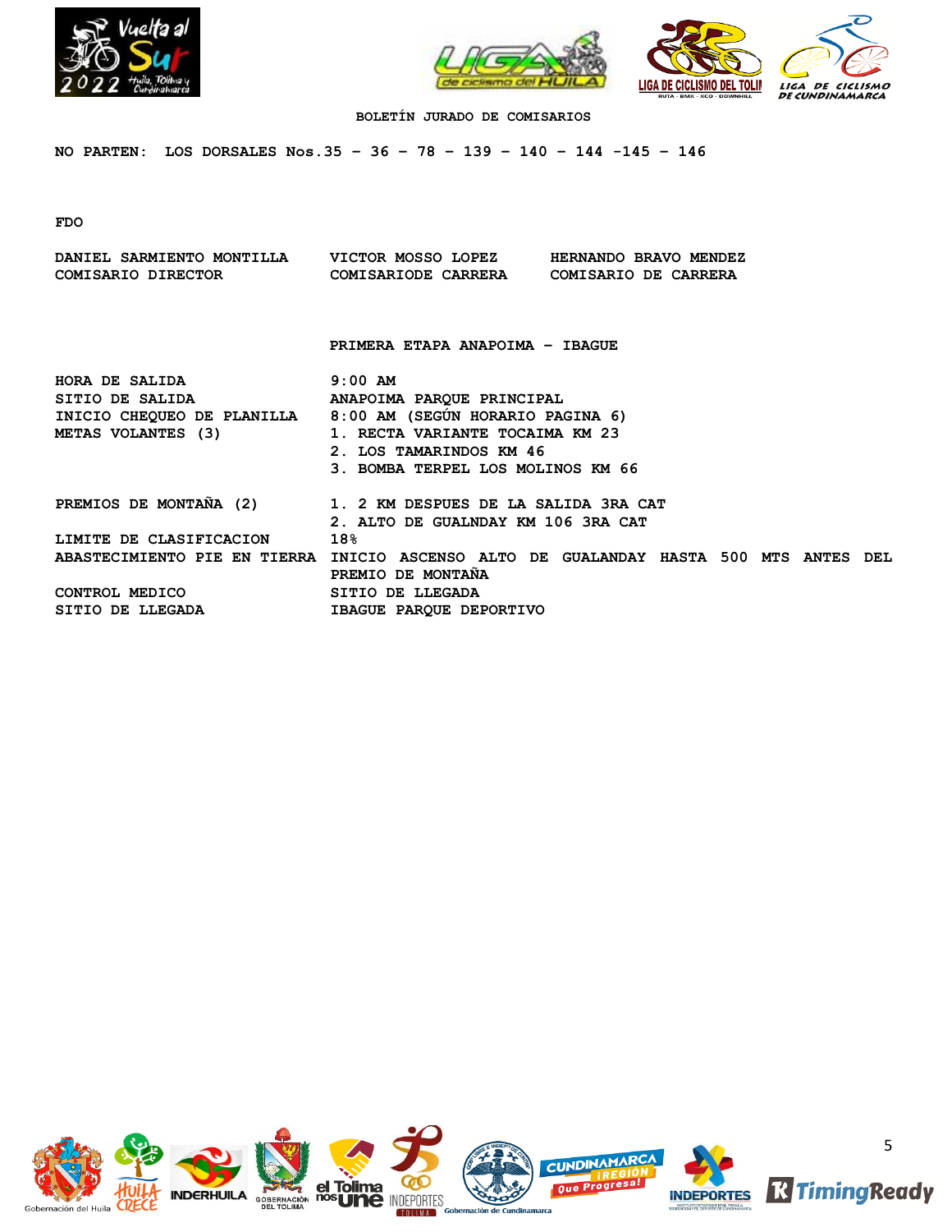**BOLETÍN JURADO DE COMISARIOS**

**NO PARTEN: LOS DORSALES Nos.35 – 36 – 78 – 139 – 140 – 144 -145 – 146**

**FDO**

| | | |
|---|---|---|
| **DANIEL SARMIENTO MONTILLA** | **VICTOR MOSSO LOPEZ** | **HERNANDO BRAVO MENDEZ** |
| **COMISARIO DIRECTOR** | **COMISARIODE CARRERA** | **COMISARIO DE CARRERA** |

## PRIMERA ETAPA ANAPOIMA – IBAGUE

| | |
|---|---|
| **HORA DE SALIDA** | **9:00 AM** |
| **SITIO DE SALIDA** | **ANAPOIMA PARQUE PRINCIPAL** |
| **INICIO CHEQUEO DE PLANILLA** | **8:00 AM (SEGÚN HORARIO PAGINA 6)** |
| **METAS VOLANTES (3)** | **1. RECTA VARIANTE TOCAIMA KM 23**<br>**2. LOS TAMARINDOS KM 46**<br>**3. BOMBA TERPEL LOS MOLINOS KM 66** |
| **PREMIOS DE MONTAÑA (2)** | **1. 2 KM DESPUES DE LA SALIDA 3RA CAT**<br>**2. ALTO DE GUALNDAY KM 106 3RA CAT** |
| **LIMITE DE CLASIFICACION** | **18%** |
| **ABASTECIMIENTO PIE EN TIERRA** | **INICIO ASCENSO ALTO DE GUALANDAY HASTA 500 MTS ANTES DEL PREMIO DE MONTAÑA** |
| **CONTROL MEDICO** | **SITIO DE LLEGADA** |
| **SITIO DE LLEGADA** | **IBAGUE PARQUE DEPORTIVO** |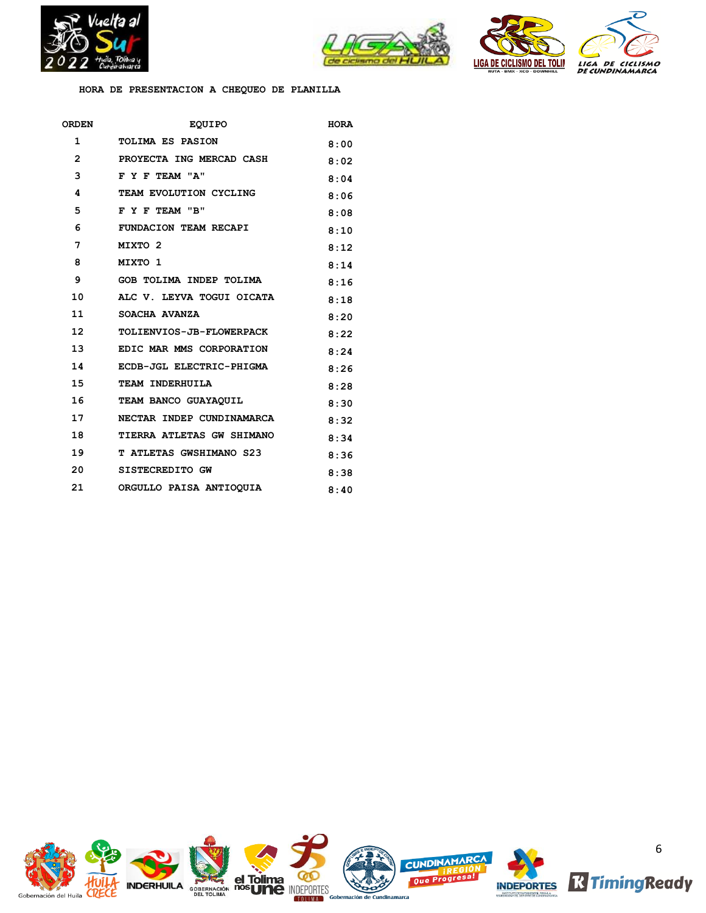HORA DE PRESENTACION A CHEQUEO DE PLANILLA

| ORDEN | EQUIPO | HORA |
|---|---|---|
| 1 | TOLIMA ES PASION | 8:00 |
| 2 | PROYECTA ING MERCAD CASH | 8:02 |
| 3 | F Y F TEAM "A" | 8:04 |
| 4 | TEAM EVOLUTION CYCLING | 8:06 |
| 5 | F Y F TEAM "B" | 8:08 |
| 6 | FUNDACION TEAM RECAPI | 8:10 |
| 7 | MIXTO 2 | 8:12 |
| 8 | MIXTO 1 | 8:14 |
| 9 | GOB TOLIMA INDEP TOLIMA | 8:16 |
| 10 | ALC V. LEYVA TOGUI OICATA | 8:18 |
| 11 | SOACHA AVANZA | 8:20 |
| 12 | TOLIENVIOS-JB-FLOWERPACK | 8:22 |
| 13 | EDIC MAR MMS CORPORATION | 8:24 |
| 14 | ECDB-JGL ELECTRIC-PHIGMA | 8:26 |
| 15 | TEAM INDERHUILA | 8:28 |
| 16 | TEAM BANCO GUAYAQUIL | 8:30 |
| 17 | NECTAR INDEP CUNDINAMARCA | 8:32 |
| 18 | TIERRA ATLETAS GW SHIMANO | 8:34 |
| 19 | T ATLETAS GWSHIMANO S23 | 8:36 |
| 20 | SISTECREDITO GW | 8:38 |
| 21 | ORGULLO PAISA ANTIOQUIA | 8:40 |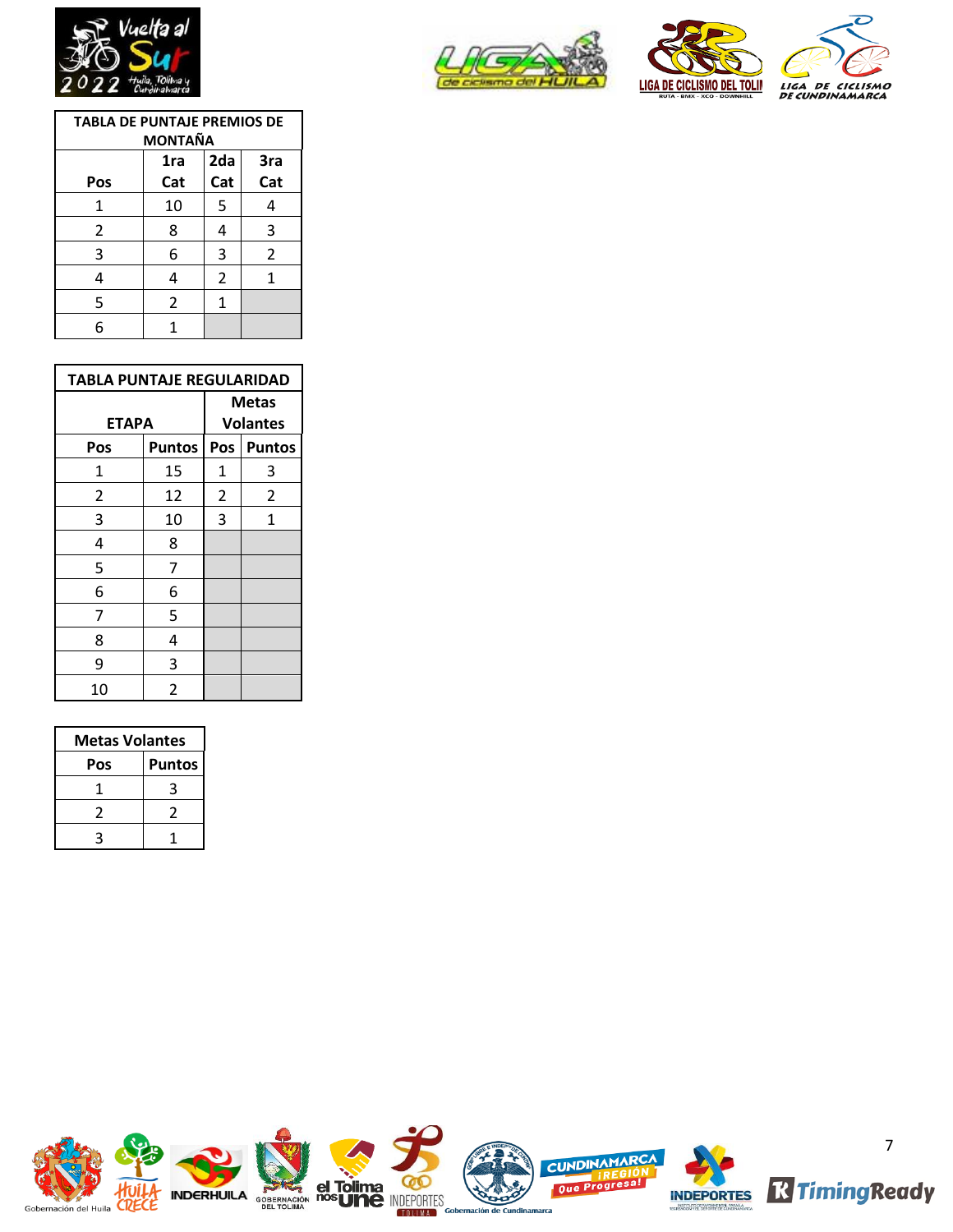| TABLA DE PUNTAJE PREMIOS DE MONTAÑA | | | |
|---|---|---|---|
| Pos | 1ra Cat | 2da Cat | 3ra Cat |
| 1 | 10 | 5 | 4 |
| 2 | 8 | 4 | 3 |
| 3 | 6 | 3 | 2 |
| 4 | 4 | 2 | 1 |
| 5 | 2 | 1 | |
| 6 | 1 | | |

| TABLA PUNTAJE REGULARIDAD | | | |
|---|---|---|---|
| ETAPA | | Metas Volantes | |
| Pos | Puntos | Pos | Puntos |
| 1 | 15 | 1 | 3 |
| 2 | 12 | 2 | 2 |
| 3 | 10 | 3 | 1 |
| 4 | 8 | | |
| 5 | 7 | | |
| 6 | 6 | | |
| 7 | 5 | | |
| 8 | 4 | | |
| 9 | 3 | | |
| 10 | 2 | | |

| Metas Volantes | |
|---|---|
| Pos | Puntos |
| 1 | 3 |
| 2 | 2 |
| 3 | 1 |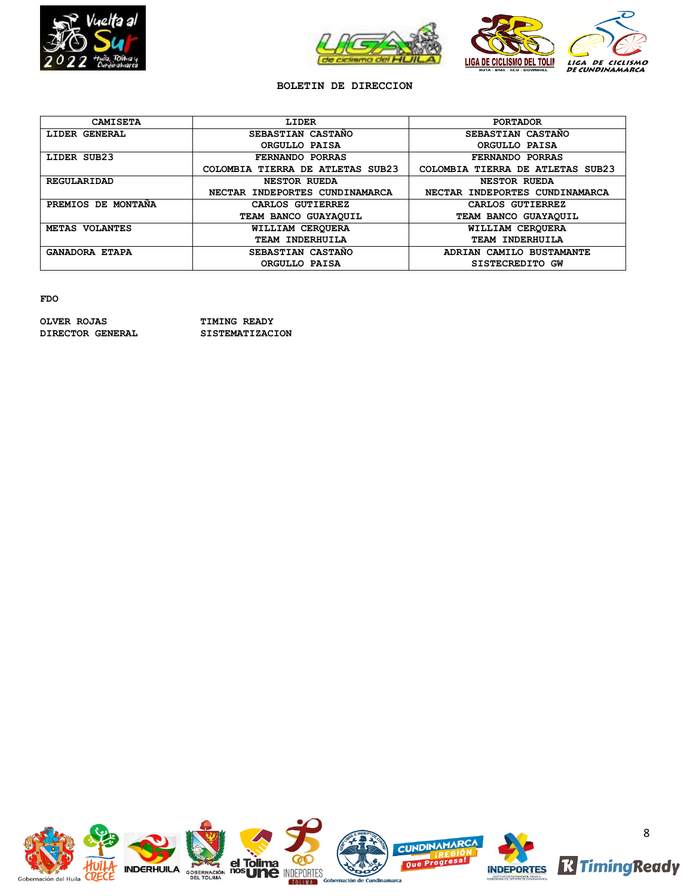## BOLETIN DE DIRECCION

| CAMISETA | LIDER | PORTADOR |
| --- | --- | --- |
| LIDER GENERAL | SEBASTIAN CASTAÑO<br>ORGULLO PAISA | SEBASTIAN CASTAÑO<br>ORGULLO PAISA |
| LIDER SUB23 | FERNANDO PORRAS<br>COLOMBIA TIERRA DE ATLETAS SUB23 | FERNANDO PORRAS<br>COLOMBIA TIERRA DE ATLETAS SUB23 |
| REGULARIDAD | NESTOR RUEDA<br>NECTAR INDEPORTES CUNDINAMARCA | NESTOR RUEDA<br>NECTAR INDEPORTES CUNDINAMARCA |
| PREMIOS DE MONTAÑA | CARLOS GUTIERREZ<br>TEAM BANCO GUAYAQUIL | CARLOS GUTIERREZ<br>TEAM BANCO GUAYAQUIL |
| METAS VOLANTES | WILLIAM CERQUERA<br>TEAM INDERHUILA | WILLIAM CERQUERA<br>TEAM INDERHUILA |
| GANADORA ETAPA | SEBASTIAN CASTAÑO<br>ORGULLO PAISA | ADRIAN CAMILO BUSTAMANTE<br>SISTECREDITO GW |

**FDO**

OLVER ROJAS — DIRECTOR GENERAL

TIMING READY — SISTEMATIZACION